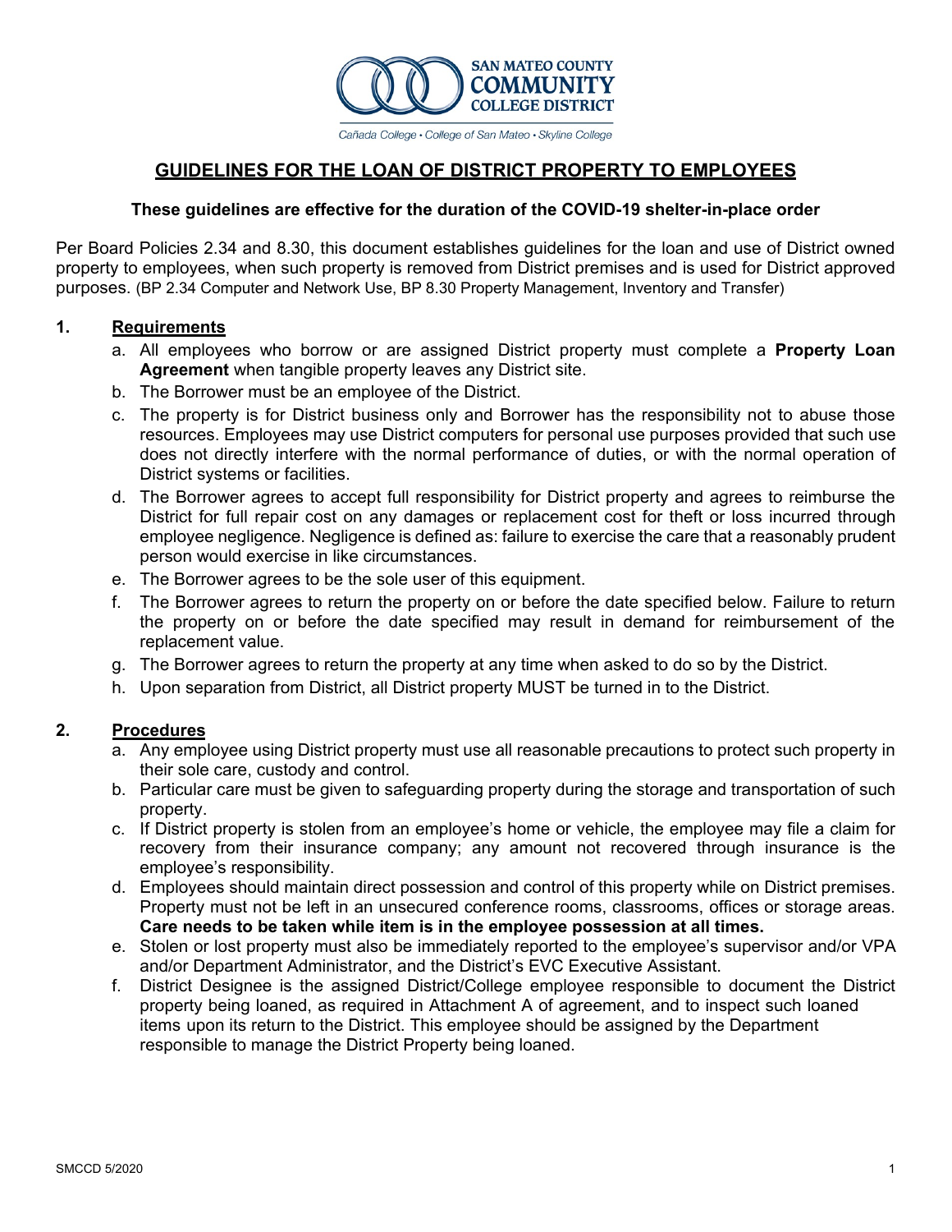# GUIDELINES FOR THE LOAN OF DISTRICT PROPERTY TO EMPLOYEES

**These guidelines are effective for the duration of the COVID-19 shelter-in-place order**

Per Board Policies 2.34 and 8.30, this document establishes guidelines for the loan and use of District owned property to employees, when such property is removed from District premises and is used for District approved purposes. (BP 2.34 Computer and Network Use, BP 8.30 Property Management, Inventory and Transfer)

## 1. Requirements

a. All employees who borrow or are assigned District property must complete a **Property Loan Agreement** when tangible property leaves any District site.

b. The Borrower must be an employee of the District.

c. The property is for District business only and Borrower has the responsibility not to abuse those resources. Employees may use District computers for personal use purposes provided that such use does not directly interfere with the normal performance of duties, or with the normal operation of District systems or facilities.

d. The Borrower agrees to accept full responsibility for District property and agrees to reimburse the District for full repair cost on any damages or replacement cost for theft or loss incurred through employee negligence. Negligence is defined as: failure to exercise the care that a reasonably prudent person would exercise in like circumstances.

e. The Borrower agrees to be the sole user of this equipment.

f. The Borrower agrees to return the property on or before the date specified below. Failure to return the property on or before the date specified may result in demand for reimbursement of the replacement value.

g. The Borrower agrees to return the property at any time when asked to do so by the District.

h. Upon separation from District, all District property MUST be turned in to the District.

## 2. Procedures

a. Any employee using District property must use all reasonable precautions to protect such property in their sole care, custody and control.

b. Particular care must be given to safeguarding property during the storage and transportation of such property.

c. If District property is stolen from an employee's home or vehicle, the employee may file a claim for recovery from their insurance company; any amount not recovered through insurance is the employee's responsibility.

d. Employees should maintain direct possession and control of this property while on District premises. Property must not be left in an unsecured conference rooms, classrooms, offices or storage areas. **Care needs to be taken while item is in the employee possession at all times.**

e. Stolen or lost property must also be immediately reported to the employee's supervisor and/or VPA and/or Department Administrator, and the District's EVC Executive Assistant.

f. District Designee is the assigned District/College employee responsible to document the District property being loaned, as required in Attachment A of agreement, and to inspect such loaned items upon its return to the District. This employee should be assigned by the Department responsible to manage the District Property being loaned.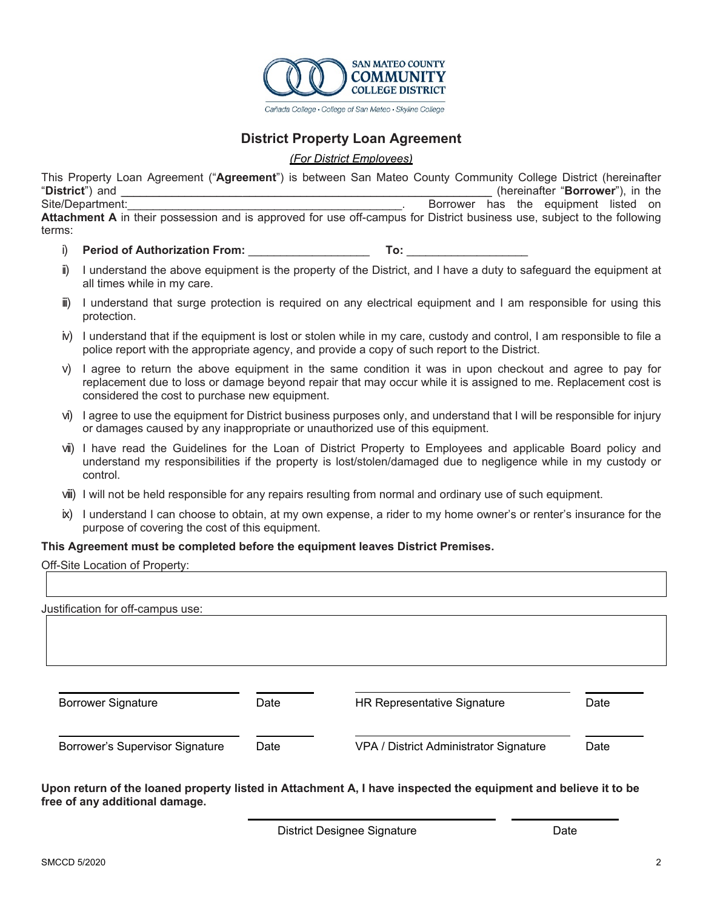SAN MATEO COUNTY COMMUNITY COLLEGE DISTRICT

Cañada College • College of San Mateo • Skyline College

## District Property Loan Agreement

*(For District Employees)*

This Property Loan Agreement ("**Agreement**") is between San Mateo County Community College District (hereinafter "**District**") and \_\_\_\_\_\_\_\_\_\_\_\_\_\_\_\_\_\_\_\_\_\_\_\_\_\_\_\_\_\_\_\_\_\_\_\_\_\_\_\_\_\_\_\_\_\_\_\_\_\_\_\_\_\_\_\_ (hereinafter "**Borrower**"), in the Site/Department:\_\_\_\_\_\_\_\_\_\_\_\_\_\_\_\_\_\_\_\_\_\_\_\_\_\_\_\_\_\_\_\_\_\_\_\_\_\_\_\_\_\_. Borrower has the equipment listed on **Attachment A** in their possession and is approved for use off-campus for District business use, subject to the following terms:

i) **Period of Authorization From:** \_\_\_\_\_\_\_\_\_\_\_\_\_\_\_\_\_\_ **To:** \_\_\_\_\_\_\_\_\_\_\_\_\_\_\_\_\_\_

ii) I understand the above equipment is the property of the District, and I have a duty to safeguard the equipment at all times while in my care.

iii) I understand that surge protection is required on any electrical equipment and I am responsible for using this protection.

iv) I understand that if the equipment is lost or stolen while in my care, custody and control, I am responsible to file a police report with the appropriate agency, and provide a copy of such report to the District.

v) I agree to return the above equipment in the same condition it was in upon checkout and agree to pay for replacement due to loss or damage beyond repair that may occur while it is assigned to me. Replacement cost is considered the cost to purchase new equipment.

vi) I agree to use the equipment for District business purposes only, and understand that I will be responsible for injury or damages caused by any inappropriate or unauthorized use of this equipment.

vii) I have read the Guidelines for the Loan of District Property to Employees and applicable Board policy and understand my responsibilities if the property is lost/stolen/damaged due to negligence while in my custody or control.

viii) I will not be held responsible for any repairs resulting from normal and ordinary use of such equipment.

ix) I understand I can choose to obtain, at my own expense, a rider to my home owner's or renter's insurance for the purpose of covering the cost of this equipment.

**This Agreement must be completed before the equipment leaves District Premises.**

Off-Site Location of Property:

| |
|---|
| |

Justification for off-campus use:

| |
|---|
| |

| | | | |
|---|---|---|---|
| Borrower Signature | Date | HR Representative Signature | Date |
| Borrower's Supervisor Signature | Date | VPA / District Administrator Signature | Date |

**Upon return of the loaned property listed in Attachment A, I have inspected the equipment and believe it to be free of any additional damage.**

| | |
|---|---|
| District Designee Signature | Date |

SMCCD 5/2020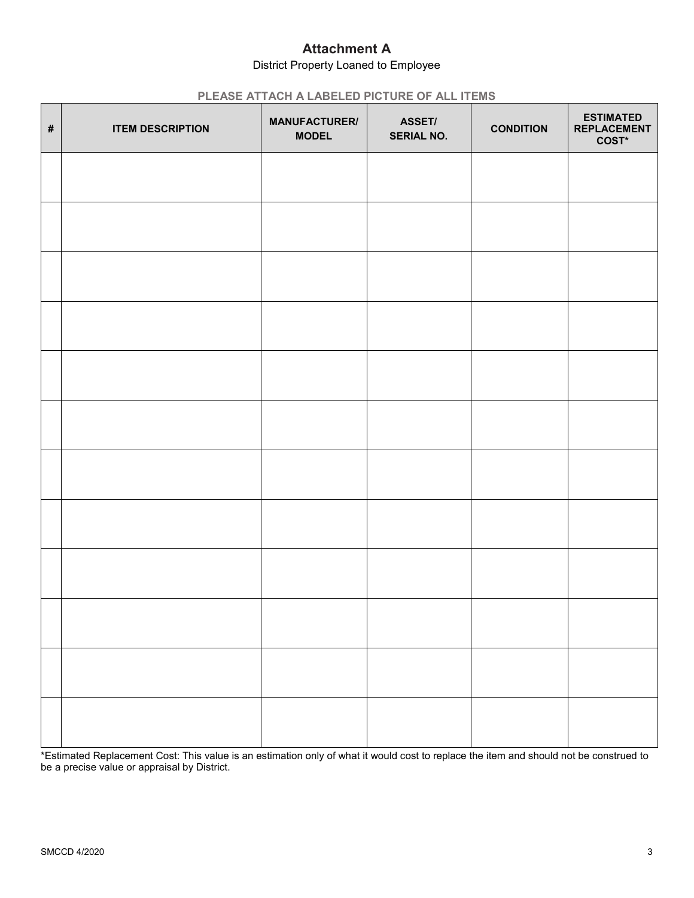# Attachment A

District Property Loaned to Employee

**PLEASE ATTACH A LABELED PICTURE OF ALL ITEMS**

| # | ITEM DESCRIPTION | MANUFACTURER/ MODEL | ASSET/ SERIAL NO. | CONDITION | ESTIMATED REPLACEMENT COST* |
|---|---|---|---|---|---|
| | | | | | |
| | | | | | |
| | | | | | |
| | | | | | |
| | | | | | |
| | | | | | |
| | | | | | |
| | | | | | |
| | | | | | |
| | | | | | |
| | | | | | |
| | | | | | |

*Estimated Replacement Cost: This value is an estimation only of what it would cost to replace the item and should not be construed to be a precise value or appraisal by District.

SMCCD 4/2020